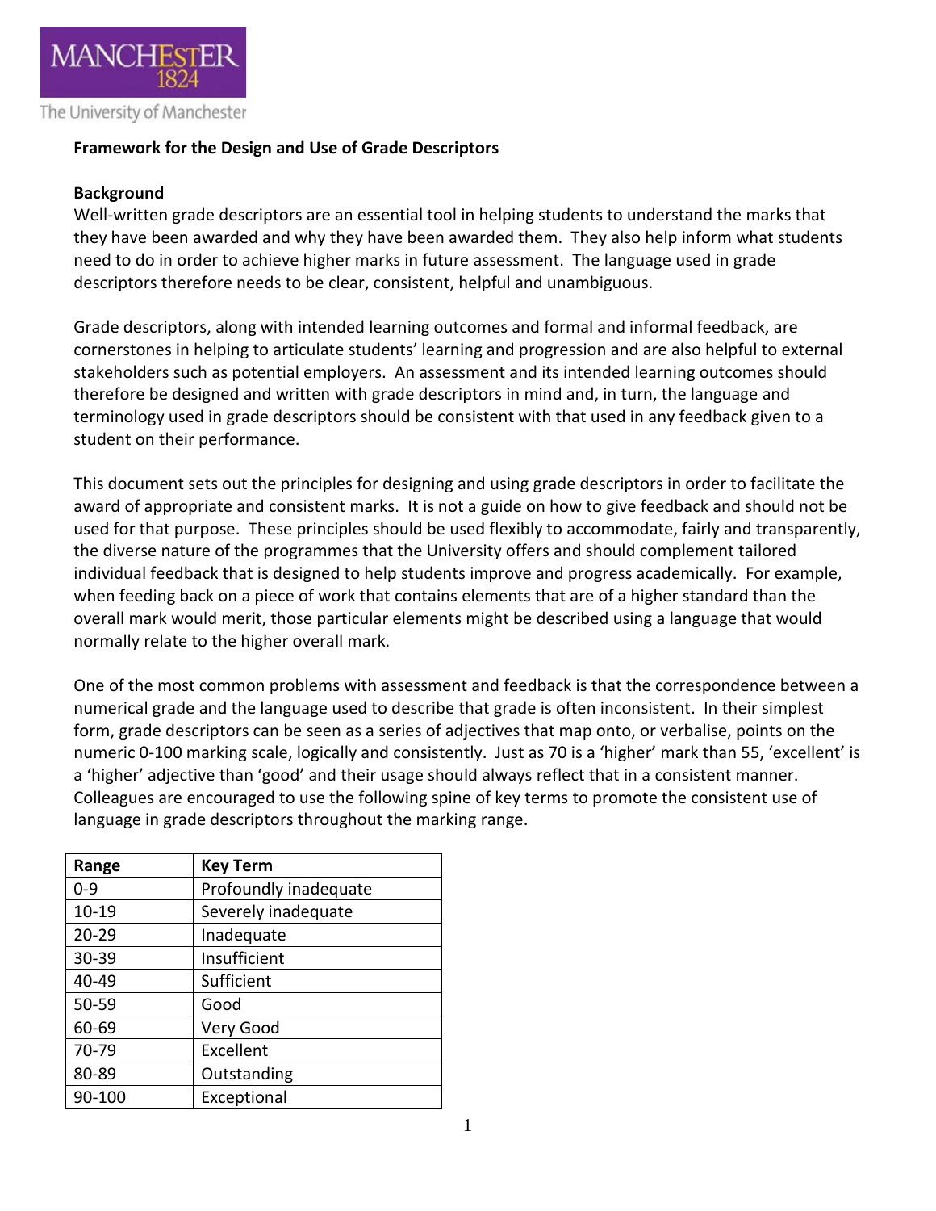MANCHESTER 1824

The University of Manchester

**Framework for the Design and Use of Grade Descriptors**

**Background**

Well-written grade descriptors are an essential tool in helping students to understand the marks that they have been awarded and why they have been awarded them. They also help inform what students need to do in order to achieve higher marks in future assessment. The language used in grade descriptors therefore needs to be clear, consistent, helpful and unambiguous.

Grade descriptors, along with intended learning outcomes and formal and informal feedback, are cornerstones in helping to articulate students' learning and progression and are also helpful to external stakeholders such as potential employers. An assessment and its intended learning outcomes should therefore be designed and written with grade descriptors in mind and, in turn, the language and terminology used in grade descriptors should be consistent with that used in any feedback given to a student on their performance.

This document sets out the principles for designing and using grade descriptors in order to facilitate the award of appropriate and consistent marks. It is not a guide on how to give feedback and should not be used for that purpose. These principles should be used flexibly to accommodate, fairly and transparently, the diverse nature of the programmes that the University offers and should complement tailored individual feedback that is designed to help students improve and progress academically. For example, when feeding back on a piece of work that contains elements that are of a higher standard than the overall mark would merit, those particular elements might be described using a language that would normally relate to the higher overall mark.

One of the most common problems with assessment and feedback is that the correspondence between a numerical grade and the language used to describe that grade is often inconsistent. In their simplest form, grade descriptors can be seen as a series of adjectives that map onto, or verbalise, points on the numeric 0-100 marking scale, logically and consistently. Just as 70 is a 'higher' mark than 55, 'excellent' is a 'higher' adjective than 'good' and their usage should always reflect that in a consistent manner. Colleagues are encouraged to use the following spine of key terms to promote the consistent use of language in grade descriptors throughout the marking range.

| Range | Key Term |
|---|---|
| 0-9 | Profoundly inadequate |
| 10-19 | Severely inadequate |
| 20-29 | Inadequate |
| 30-39 | Insufficient |
| 40-49 | Sufficient |
| 50-59 | Good |
| 60-69 | Very Good |
| 70-79 | Excellent |
| 80-89 | Outstanding |
| 90-100 | Exceptional |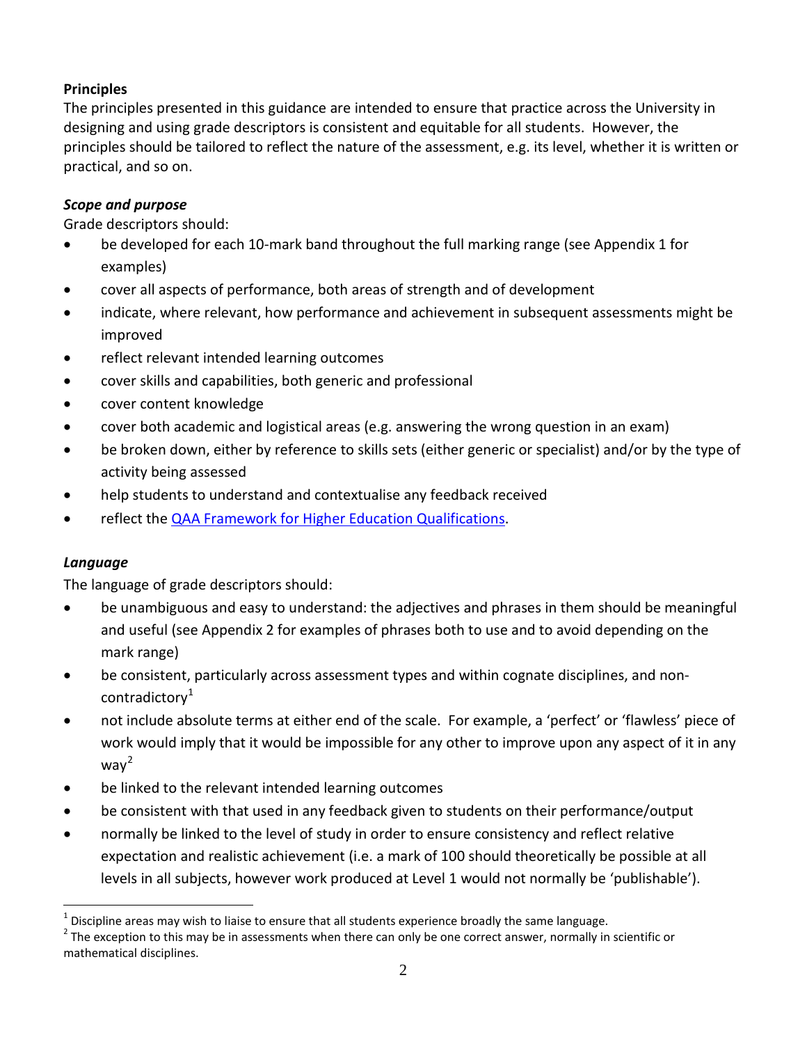**Principles**

The principles presented in this guidance are intended to ensure that practice across the University in designing and using grade descriptors is consistent and equitable for all students. However, the principles should be tailored to reflect the nature of the assessment, e.g. its level, whether it is written or practical, and so on.

***Scope and purpose***

Grade descriptors should:

- be developed for each 10-mark band throughout the full marking range (see Appendix 1 for examples)
- cover all aspects of performance, both areas of strength and of development
- indicate, where relevant, how performance and achievement in subsequent assessments might be improved
- reflect relevant intended learning outcomes
- cover skills and capabilities, both generic and professional
- cover content knowledge
- cover both academic and logistical areas (e.g. answering the wrong question in an exam)
- be broken down, either by reference to skills sets (either generic or specialist) and/or by the type of activity being assessed
- help students to understand and contextualise any feedback received
- reflect the QAA Framework for Higher Education Qualifications.

***Language***

The language of grade descriptors should:

- be unambiguous and easy to understand: the adjectives and phrases in them should be meaningful and useful (see Appendix 2 for examples of phrases both to use and to avoid depending on the mark range)
- be consistent, particularly across assessment types and within cognate disciplines, and non-contradictory[1]
- not include absolute terms at either end of the scale. For example, a 'perfect' or 'flawless' piece of work would imply that it would be impossible for any other to improve upon any aspect of it in any way[2]
- be linked to the relevant intended learning outcomes
- be consistent with that used in any feedback given to students on their performance/output
- normally be linked to the level of study in order to ensure consistency and reflect relative expectation and realistic achievement (i.e. a mark of 100 should theoretically be possible at all levels in all subjects, however work produced at Level 1 would not normally be 'publishable').

[1] Discipline areas may wish to liaise to ensure that all students experience broadly the same language.

[2] The exception to this may be in assessments when there can only be one correct answer, normally in scientific or mathematical disciplines.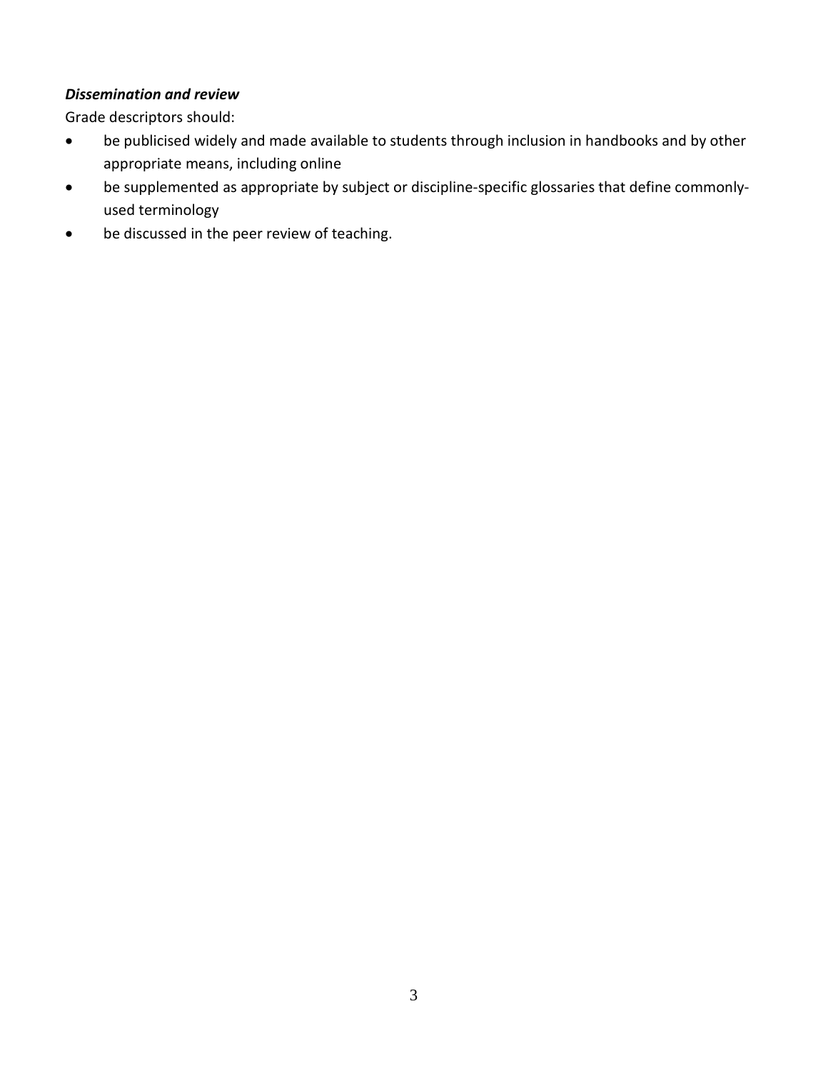***Dissemination and review***

Grade descriptors should:

- be publicised widely and made available to students through inclusion in handbooks and by other appropriate means, including online
- be supplemented as appropriate by subject or discipline-specific glossaries that define commonly-used terminology
- be discussed in the peer review of teaching.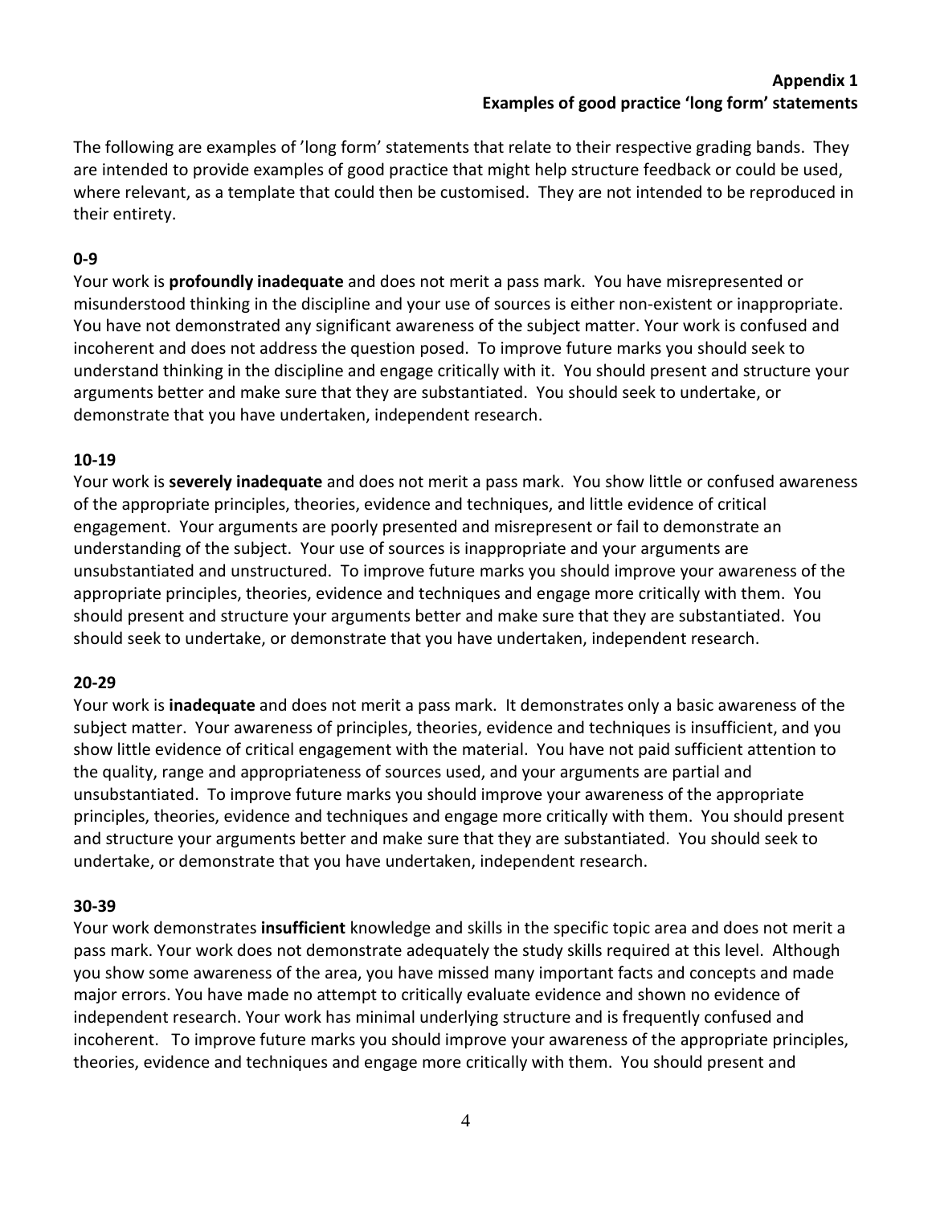**Appendix 1**
**Examples of good practice 'long form' statements**

The following are examples of 'long form' statements that relate to their respective grading bands. They are intended to provide examples of good practice that might help structure feedback or could be used, where relevant, as a template that could then be customised. They are not intended to be reproduced in their entirety.

**0-9**

Your work is **profoundly inadequate** and does not merit a pass mark. You have misrepresented or misunderstood thinking in the discipline and your use of sources is either non-existent or inappropriate. You have not demonstrated any significant awareness of the subject matter. Your work is confused and incoherent and does not address the question posed. To improve future marks you should seek to understand thinking in the discipline and engage critically with it. You should present and structure your arguments better and make sure that they are substantiated. You should seek to undertake, or demonstrate that you have undertaken, independent research.

**10-19**

Your work is **severely inadequate** and does not merit a pass mark. You show little or confused awareness of the appropriate principles, theories, evidence and techniques, and little evidence of critical engagement. Your arguments are poorly presented and misrepresent or fail to demonstrate an understanding of the subject. Your use of sources is inappropriate and your arguments are unsubstantiated and unstructured. To improve future marks you should improve your awareness of the appropriate principles, theories, evidence and techniques and engage more critically with them. You should present and structure your arguments better and make sure that they are substantiated. You should seek to undertake, or demonstrate that you have undertaken, independent research.

**20-29**

Your work is **inadequate** and does not merit a pass mark. It demonstrates only a basic awareness of the subject matter. Your awareness of principles, theories, evidence and techniques is insufficient, and you show little evidence of critical engagement with the material. You have not paid sufficient attention to the quality, range and appropriateness of sources used, and your arguments are partial and unsubstantiated. To improve future marks you should improve your awareness of the appropriate principles, theories, evidence and techniques and engage more critically with them. You should present and structure your arguments better and make sure that they are substantiated. You should seek to undertake, or demonstrate that you have undertaken, independent research.

**30-39**

Your work demonstrates **insufficient** knowledge and skills in the specific topic area and does not merit a pass mark. Your work does not demonstrate adequately the study skills required at this level. Although you show some awareness of the area, you have missed many important facts and concepts and made major errors. You have made no attempt to critically evaluate evidence and shown no evidence of independent research. Your work has minimal underlying structure and is frequently confused and incoherent. To improve future marks you should improve your awareness of the appropriate principles, theories, evidence and techniques and engage more critically with them. You should present and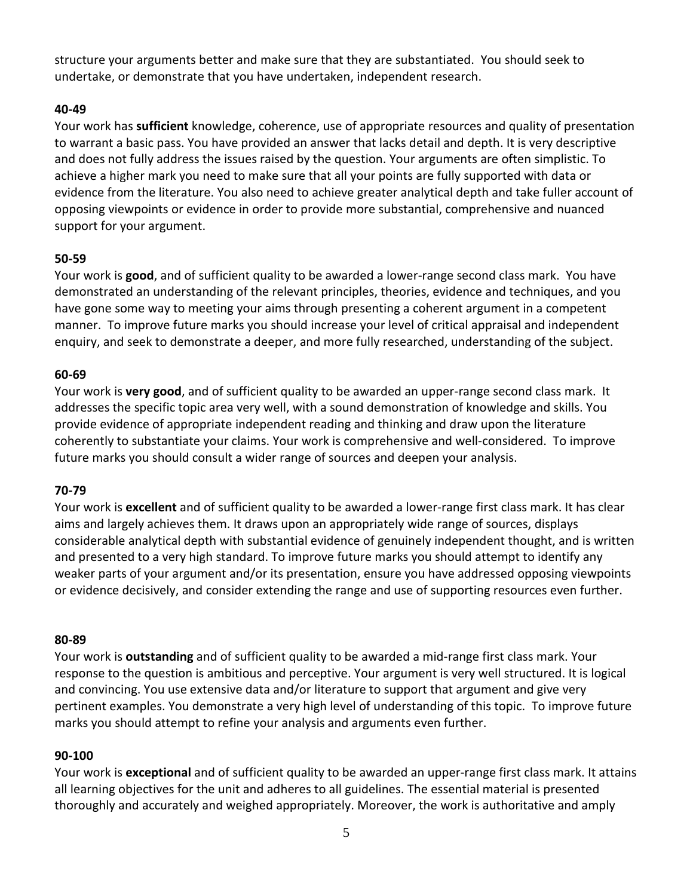structure your arguments better and make sure that they are substantiated. You should seek to undertake, or demonstrate that you have undertaken, independent research.

**40-49**

Your work has **sufficient** knowledge, coherence, use of appropriate resources and quality of presentation to warrant a basic pass. You have provided an answer that lacks detail and depth. It is very descriptive and does not fully address the issues raised by the question. Your arguments are often simplistic. To achieve a higher mark you need to make sure that all your points are fully supported with data or evidence from the literature. You also need to achieve greater analytical depth and take fuller account of opposing viewpoints or evidence in order to provide more substantial, comprehensive and nuanced support for your argument.

**50-59**

Your work is **good**, and of sufficient quality to be awarded a lower-range second class mark. You have demonstrated an understanding of the relevant principles, theories, evidence and techniques, and you have gone some way to meeting your aims through presenting a coherent argument in a competent manner. To improve future marks you should increase your level of critical appraisal and independent enquiry, and seek to demonstrate a deeper, and more fully researched, understanding of the subject.

**60-69**

Your work is **very good**, and of sufficient quality to be awarded an upper-range second class mark. It addresses the specific topic area very well, with a sound demonstration of knowledge and skills. You provide evidence of appropriate independent reading and thinking and draw upon the literature coherently to substantiate your claims. Your work is comprehensive and well-considered. To improve future marks you should consult a wider range of sources and deepen your analysis.

**70-79**

Your work is **excellent** and of sufficient quality to be awarded a lower-range first class mark. It has clear aims and largely achieves them. It draws upon an appropriately wide range of sources, displays considerable analytical depth with substantial evidence of genuinely independent thought, and is written and presented to a very high standard. To improve future marks you should attempt to identify any weaker parts of your argument and/or its presentation, ensure you have addressed opposing viewpoints or evidence decisively, and consider extending the range and use of supporting resources even further.

**80-89**

Your work is **outstanding** and of sufficient quality to be awarded a mid-range first class mark. Your response to the question is ambitious and perceptive. Your argument is very well structured. It is logical and convincing. You use extensive data and/or literature to support that argument and give very pertinent examples. You demonstrate a very high level of understanding of this topic. To improve future marks you should attempt to refine your analysis and arguments even further.

**90-100**

Your work is **exceptional** and of sufficient quality to be awarded an upper-range first class mark. It attains all learning objectives for the unit and adheres to all guidelines. The essential material is presented thoroughly and accurately and weighed appropriately. Moreover, the work is authoritative and amply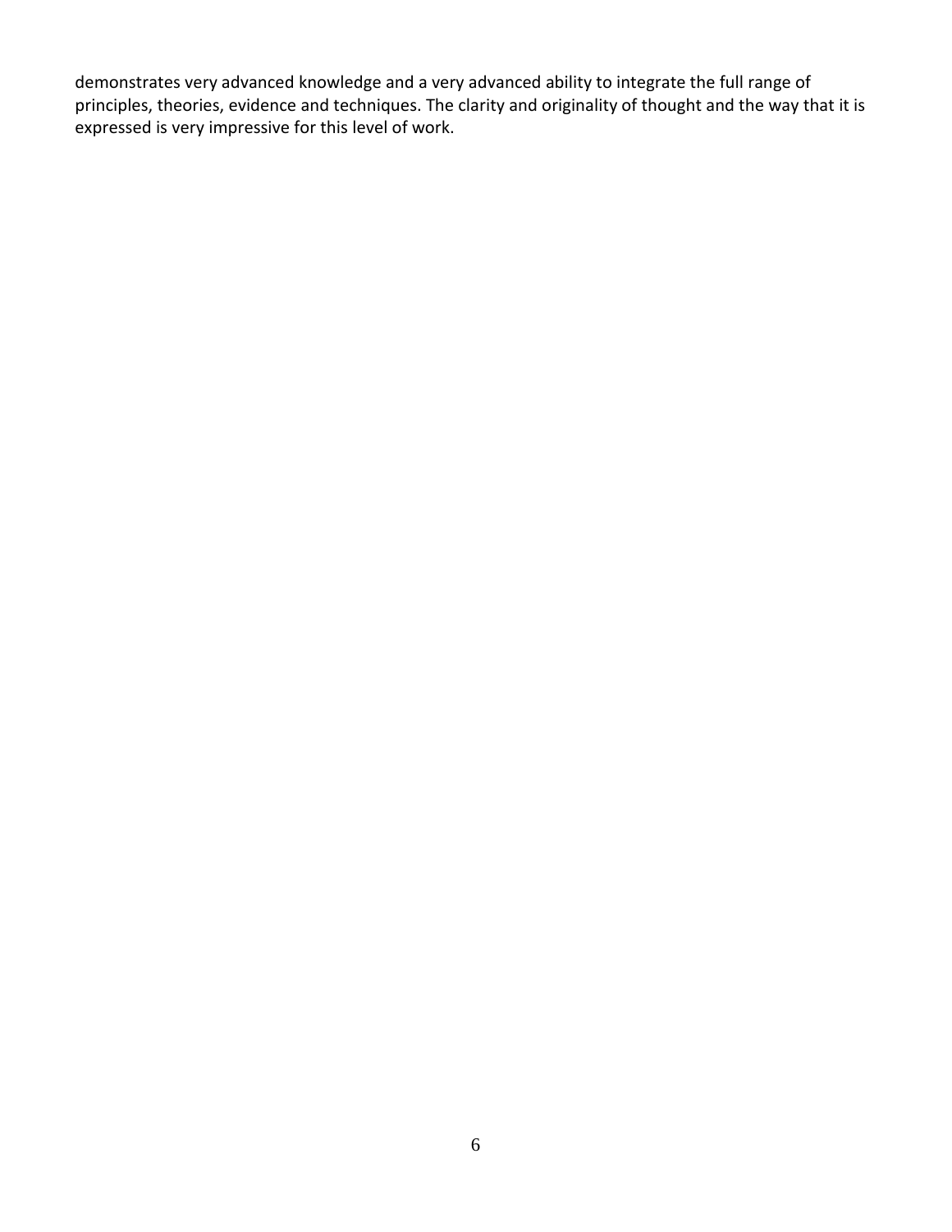demonstrates very advanced knowledge and a very advanced ability to integrate the full range of principles, theories, evidence and techniques. The clarity and originality of thought and the way that it is expressed is very impressive for this level of work.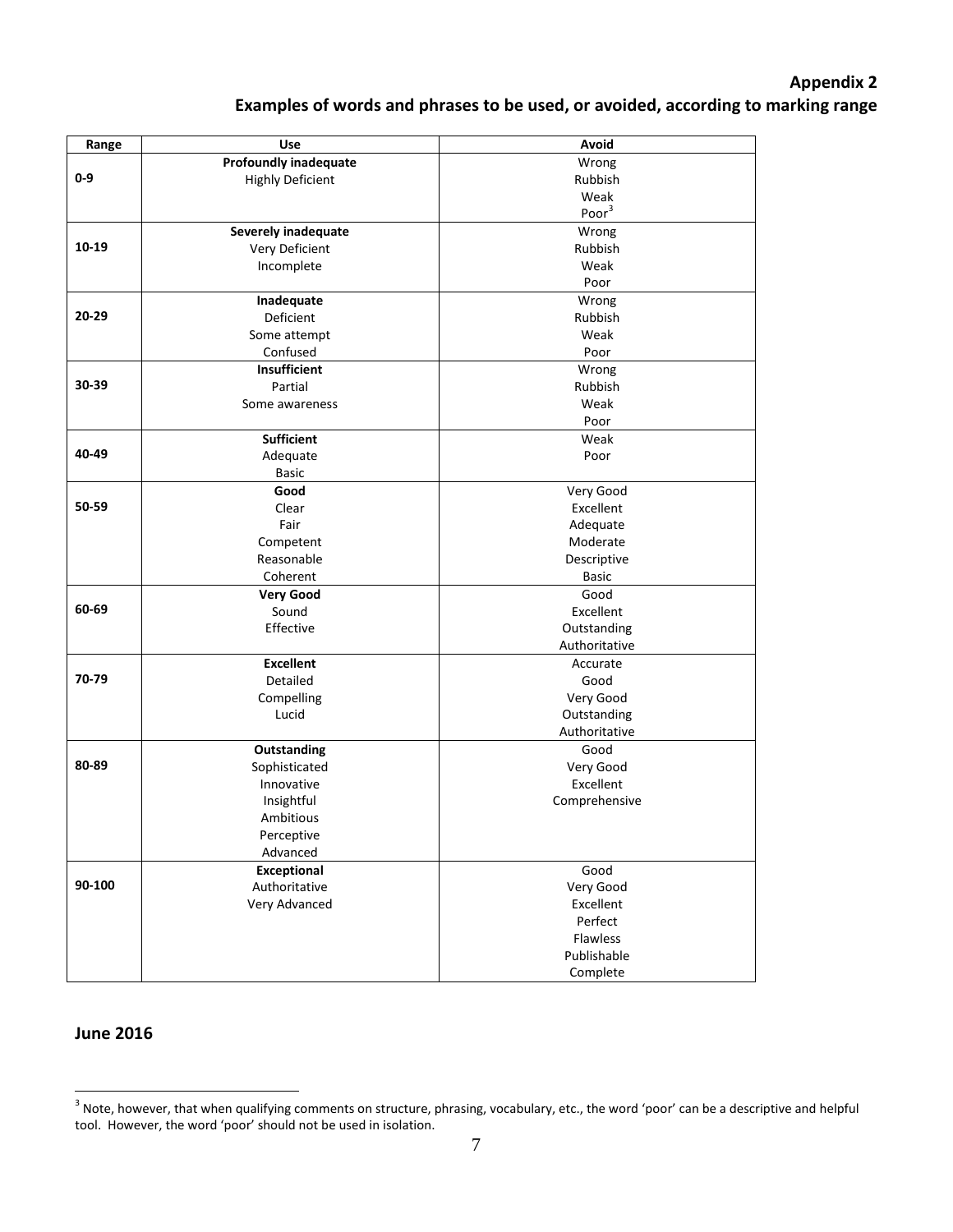## Appendix 2

## Examples of words and phrases to be used, or avoided, according to marking range

| Range | Use | Avoid |
|---|---|---|
| 0-9 | **Profoundly inadequate**<br>Highly Deficient | Wrong<br>Rubbish<br>Weak<br>Poor[3] |
| 10-19 | **Severely inadequate**<br>Very Deficient<br>Incomplete | Wrong<br>Rubbish<br>Weak<br>Poor |
| 20-29 | **Inadequate**<br>Deficient<br>Some attempt<br>Confused | Wrong<br>Rubbish<br>Weak<br>Poor |
| 30-39 | **Insufficient**<br>Partial<br>Some awareness | Wrong<br>Rubbish<br>Weak<br>Poor |
| 40-49 | **Sufficient**<br>Adequate<br>Basic | Weak<br>Poor |
| 50-59 | **Good**<br>Clear<br>Fair<br>Competent<br>Reasonable<br>Coherent | Very Good<br>Excellent<br>Adequate<br>Moderate<br>Descriptive<br>Basic |
| 60-69 | **Very Good**<br>Sound<br>Effective | Good<br>Excellent<br>Outstanding<br>Authoritative |
| 70-79 | **Excellent**<br>Detailed<br>Compelling<br>Lucid | Accurate<br>Good<br>Very Good<br>Outstanding<br>Authoritative |
| 80-89 | **Outstanding**<br>Sophisticated<br>Innovative<br>Insightful<br>Ambitious<br>Perceptive<br>Advanced | Good<br>Very Good<br>Excellent<br>Comprehensive |
| 90-100 | **Exceptional**<br>Authoritative<br>Very Advanced | Good<br>Very Good<br>Excellent<br>Perfect<br>Flawless<br>Publishable<br>Complete |

**June 2016**

[3] Note, however, that when qualifying comments on structure, phrasing, vocabulary, etc., the word 'poor' can be a descriptive and helpful tool. However, the word 'poor' should not be used in isolation.